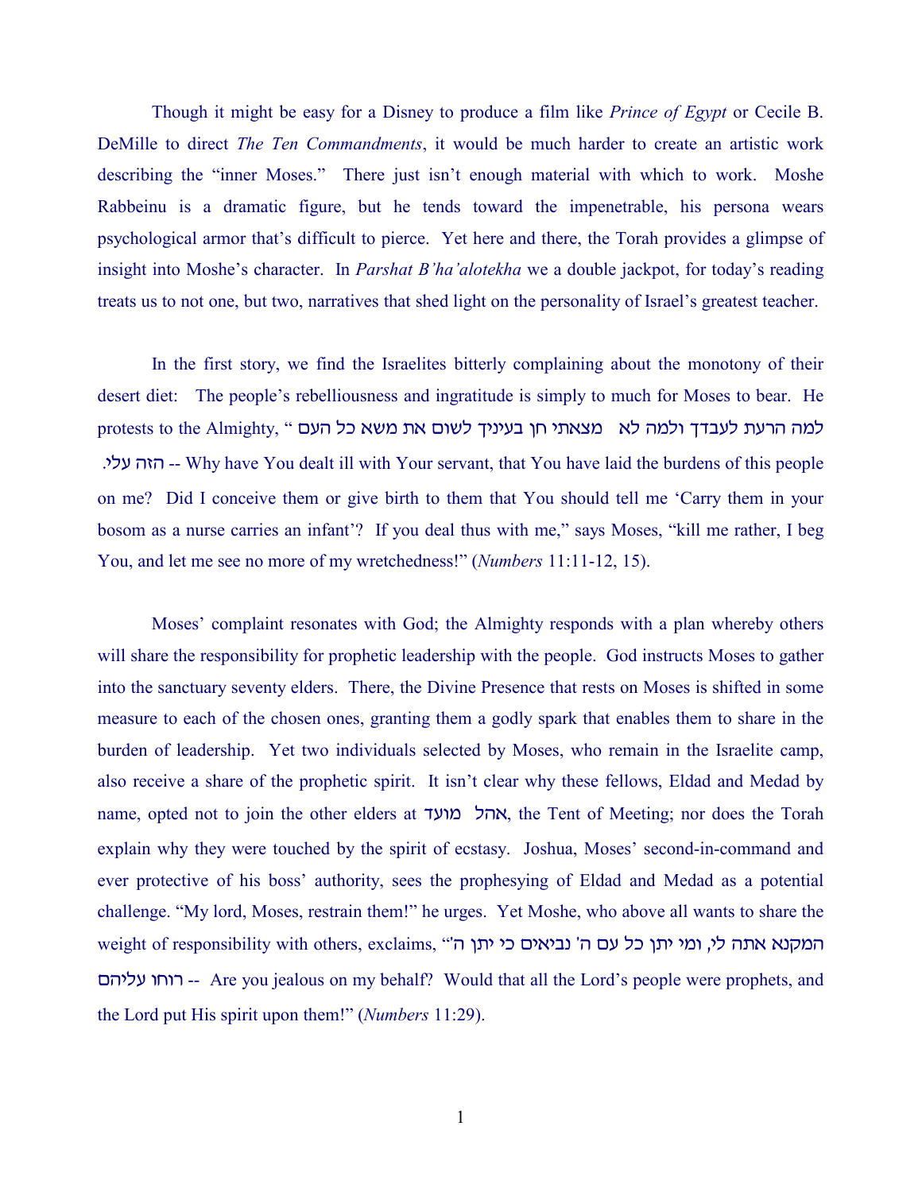Though it might be easy for a Disney to produce a film like *Prince of Egypt* or Cecile B. DeMille to direct *The Ten Commandments*, it would be much harder to create an artistic work describing the "inner Moses." There just isn't enough material with which to work. Moshe Rabbeinu is a dramatic figure, but he tends toward the impenetrable, his persona wears psychological armor that's difficult to pierce. Yet here and there, the Torah provides a glimpse of insight into Moshe's character. In *Parshat B'ha'alotekha* we a double jackpot, for today's reading treats us to not one, but two, narratives that shed light on the personality of Israel's greatest teacher.

In the first story, we find the Israelites bitterly complaining about the monotony of their desert diet: The people's rebelliousness and ingratitude is simply to much for Moses to bear. He protests to the Almighty, " למה הרעת לעבדך ולמה לא מצאתי חן בעיניך לשום את משא כל העם הזה עלי. -- Why have You dealt ill with Your servant, that You have laid the burdens of this people on me? Did I conceive them or give birth to them that You should tell me 'Carry them in your bosom as a nurse carries an infant'? If you deal thus with me," says Moses, "kill me rather, I beg You, and let me see no more of my wretchedness!" (*Numbers* 11:11-12, 15).

Moses' complaint resonates with God; the Almighty responds with a plan whereby others will share the responsibility for prophetic leadership with the people. God instructs Moses to gather into the sanctuary seventy elders. There, the Divine Presence that rests on Moses is shifted in some measure to each of the chosen ones, granting them a godly spark that enables them to share in the burden of leadership. Yet two individuals selected by Moses, who remain in the Israelite camp, also receive a share of the prophetic spirit. It isn't clear why these fellows, Eldad and Medad by name, opted not to join the other elders at אהל מועד, the Tent of Meeting; nor does the Torah explain why they were touched by the spirit of ecstasy. Joshua, Moses' second-in-command and ever protective of his boss' authority, sees the prophesying of Eldad and Medad as a potential challenge. "My lord, Moses, restrain them!" he urges. Yet Moshe, who above all wants to share the weight of responsibility with others, exclaims, "המקנא אתה לי, ומי יתן כל עם ה' נביאים כי יתן ה' רוחו עליהם -- Are you jealous on my behalf? Would that all the Lord's people were prophets, and the Lord put His spirit upon them!" (*Numbers* 11:29).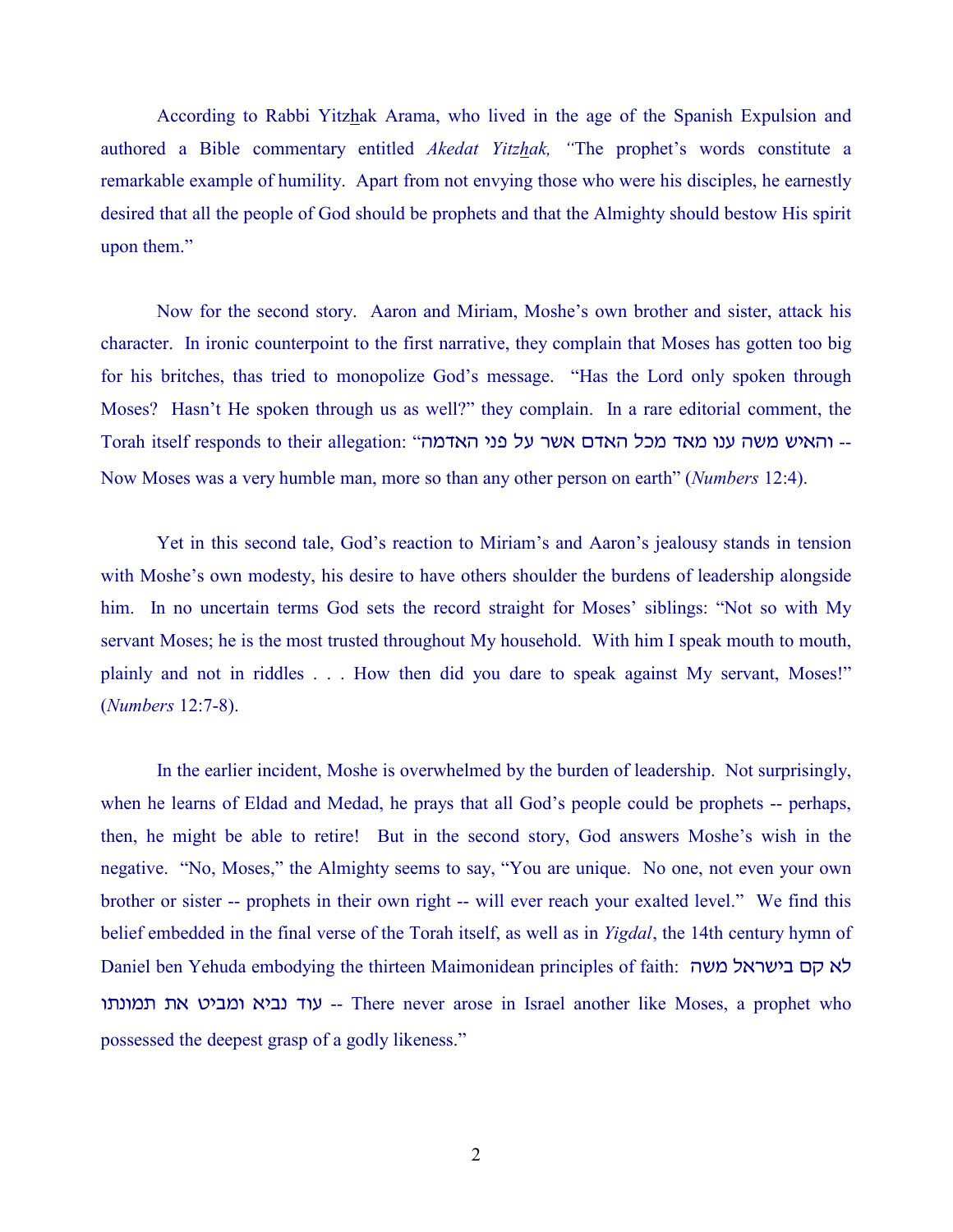According to Rabbi Yitzhak Arama, who lived in the age of the Spanish Expulsion and authored a Bible commentary entitled *Akedat Yitzhak, "*The prophet's words constitute a remarkable example of humility. Apart from not envying those who were his disciples, he earnestly desired that all the people of God should be prophets and that the Almighty should bestow His spirit upon them."

Now for the second story. Aaron and Miriam, Moshe's own brother and sister, attack his character. In ironic counterpoint to the first narrative, they complain that Moses has gotten too big for his britches, thas tried to monopolize God's message. "Has the Lord only spoken through Moses? Hasn't He spoken through us as well?" they complain. In a rare editorial comment, the Torah itself responds to their allegation: "והאיש משה ענו מאד מכל האדם אשר על פני האדמה -- Now Moses was a very humble man, more so than any other person on earth" (*Numbers* 12:4).

Yet in this second tale, God's reaction to Miriam's and Aaron's jealousy stands in tension with Moshe's own modesty, his desire to have others shoulder the burdens of leadership alongside him. In no uncertain terms God sets the record straight for Moses' siblings: "Not so with My servant Moses; he is the most trusted throughout My household. With him I speak mouth to mouth, plainly and not in riddles . . . How then did you dare to speak against My servant, Moses!" (*Numbers* 12:7-8).

In the earlier incident, Moshe is overwhelmed by the burden of leadership. Not surprisingly, when he learns of Eldad and Medad, he prays that all God's people could be prophets -- perhaps, then, he might be able to retire! But in the second story, God answers Moshe's wish in the negative. "No, Moses," the Almighty seems to say, "You are unique. No one, not even your own brother or sister -- prophets in their own right -- will ever reach your exalted level." We find this belief embedded in the final verse of the Torah itself, as well as in *Yigdal*, the 14th century hymn of Daniel ben Yehuda embodying the thirteen Maimonidean principles of faith: לא קם בישראל משה עוד נביא ומביט את תמונתו -- There never arose in Israel another like Moses, a prophet who possessed the deepest grasp of a godly likeness."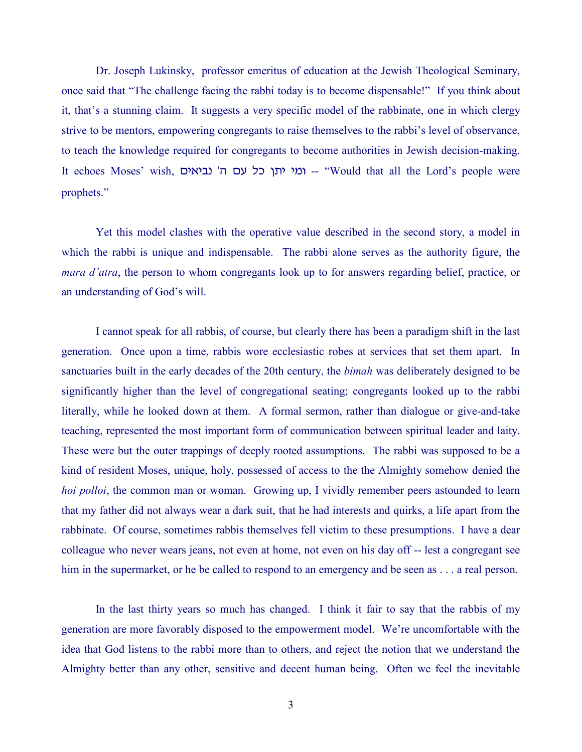Dr. Joseph Lukinsky, professor emeritus of education at the Jewish Theological Seminary, once said that "The challenge facing the rabbi today is to become dispensable!" If you think about it, that's a stunning claim. It suggests a very specific model of the rabbinate, one in which clergy strive to be mentors, empowering congregants to raise themselves to the rabbi's level of observance, to teach the knowledge required for congregants to become authorities in Jewish decision-making. It echoes Moses' wish, ומי יתן כל עם ה' נביאים -- "Would that all the Lord's people were prophets."

Yet this model clashes with the operative value described in the second story, a model in which the rabbi is unique and indispensable. The rabbi alone serves as the authority figure, the *mara d'atra*, the person to whom congregants look up to for answers regarding belief, practice, or an understanding of God's will.

I cannot speak for all rabbis, of course, but clearly there has been a paradigm shift in the last generation. Once upon a time, rabbis wore ecclesiastic robes at services that set them apart. In sanctuaries built in the early decades of the 20th century, the *bimah* was deliberately designed to be significantly higher than the level of congregational seating; congregants looked up to the rabbi literally, while he looked down at them. A formal sermon, rather than dialogue or give-and-take teaching, represented the most important form of communication between spiritual leader and laity. These were but the outer trappings of deeply rooted assumptions. The rabbi was supposed to be a kind of resident Moses, unique, holy, possessed of access to the the Almighty somehow denied the *hoi polloi*, the common man or woman. Growing up, I vividly remember peers astounded to learn that my father did not always wear a dark suit, that he had interests and quirks, a life apart from the rabbinate. Of course, sometimes rabbis themselves fell victim to these presumptions. I have a dear colleague who never wears jeans, not even at home, not even on his day off -- lest a congregant see him in the supermarket, or he be called to respond to an emergency and be seen as . . . a real person.

In the last thirty years so much has changed. I think it fair to say that the rabbis of my generation are more favorably disposed to the empowerment model. We're uncomfortable with the idea that God listens to the rabbi more than to others, and reject the notion that we understand the Almighty better than any other, sensitive and decent human being. Often we feel the inevitable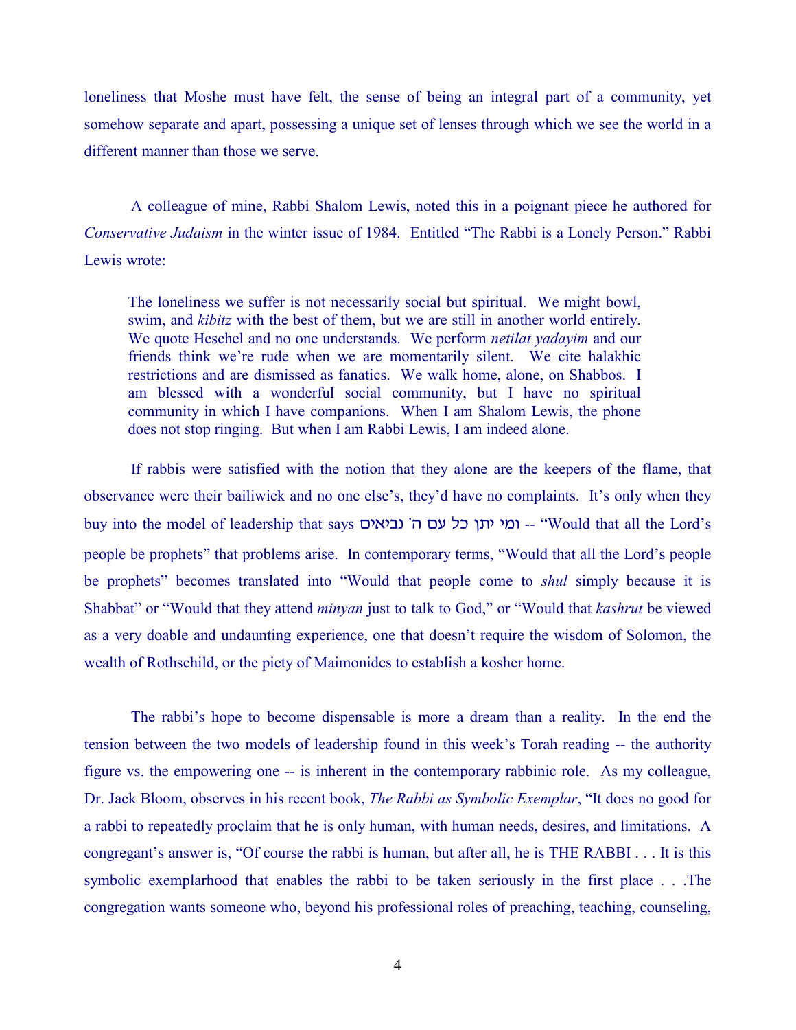loneliness that Moshe must have felt, the sense of being an integral part of a community, yet somehow separate and apart, possessing a unique set of lenses through which we see the world in a different manner than those we serve.

A colleague of mine, Rabbi Shalom Lewis, noted this in a poignant piece he authored for *Conservative Judaism* in the winter issue of 1984. Entitled "The Rabbi is a Lonely Person." Rabbi Lewis wrote:

> The loneliness we suffer is not necessarily social but spiritual. We might bowl, swim, and *kibitz* with the best of them, but we are still in another world entirely. We quote Heschel and no one understands. We perform *netilat yadayim* and our friends think we're rude when we are momentarily silent. We cite halakhic restrictions and are dismissed as fanatics. We walk home, alone, on Shabbos. I am blessed with a wonderful social community, but I have no spiritual community in which I have companions. When I am Shalom Lewis, the phone does not stop ringing. But when I am Rabbi Lewis, I am indeed alone.

If rabbis were satisfied with the notion that they alone are the keepers of the flame, that observance were their bailiwick and no one else's, they'd have no complaints. It's only when they buy into the model of leadership that says ומי יתן כל עם ה' נביאים -- "Would that all the Lord's people be prophets" that problems arise. In contemporary terms, "Would that all the Lord's people be prophets" becomes translated into "Would that people come to *shul* simply because it is Shabbat" or "Would that they attend *minyan* just to talk to God," or "Would that *kashrut* be viewed as a very doable and undaunting experience, one that doesn't require the wisdom of Solomon, the wealth of Rothschild, or the piety of Maimonides to establish a kosher home.

The rabbi's hope to become dispensable is more a dream than a reality. In the end the tension between the two models of leadership found in this week's Torah reading -- the authority figure vs. the empowering one -- is inherent in the contemporary rabbinic role. As my colleague, Dr. Jack Bloom, observes in his recent book, *The Rabbi as Symbolic Exemplar*, "It does no good for a rabbi to repeatedly proclaim that he is only human, with human needs, desires, and limitations. A congregant's answer is, "Of course the rabbi is human, but after all, he is THE RABBI . . . It is this symbolic exemplarhood that enables the rabbi to be taken seriously in the first place . . .The congregation wants someone who, beyond his professional roles of preaching, teaching, counseling,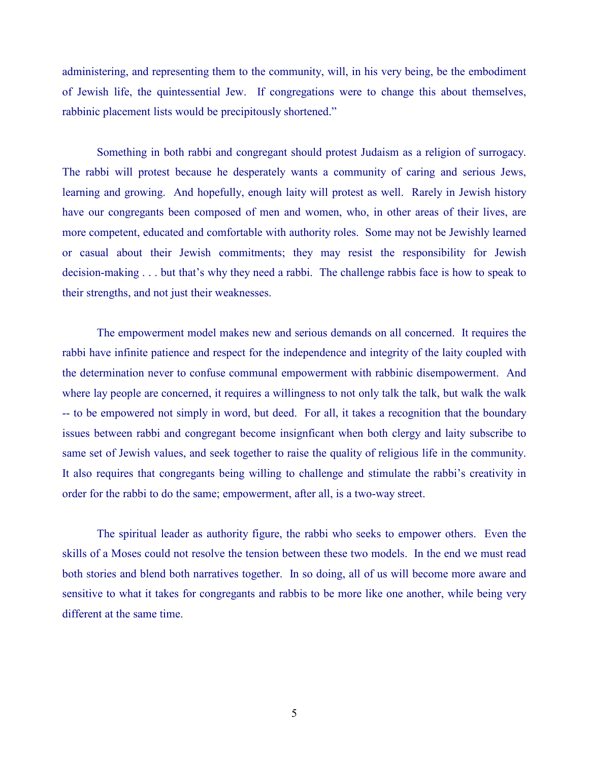administering, and representing them to the community, will, in his very being, be the embodiment of Jewish life, the quintessential Jew. If congregations were to change this about themselves, rabbinic placement lists would be precipitously shortened."

Something in both rabbi and congregant should protest Judaism as a religion of surrogacy. The rabbi will protest because he desperately wants a community of caring and serious Jews, learning and growing. And hopefully, enough laity will protest as well. Rarely in Jewish history have our congregants been composed of men and women, who, in other areas of their lives, are more competent, educated and comfortable with authority roles. Some may not be Jewishly learned or casual about their Jewish commitments; they may resist the responsibility for Jewish decision-making . . . but that's why they need a rabbi. The challenge rabbis face is how to speak to their strengths, and not just their weaknesses.

The empowerment model makes new and serious demands on all concerned. It requires the rabbi have infinite patience and respect for the independence and integrity of the laity coupled with the determination never to confuse communal empowerment with rabbinic disempowerment. And where lay people are concerned, it requires a willingness to not only talk the talk, but walk the walk -- to be empowered not simply in word, but deed. For all, it takes a recognition that the boundary issues between rabbi and congregant become insignficant when both clergy and laity subscribe to same set of Jewish values, and seek together to raise the quality of religious life in the community. It also requires that congregants being willing to challenge and stimulate the rabbi's creativity in order for the rabbi to do the same; empowerment, after all, is a two-way street.

The spiritual leader as authority figure, the rabbi who seeks to empower others. Even the skills of a Moses could not resolve the tension between these two models. In the end we must read both stories and blend both narratives together. In so doing, all of us will become more aware and sensitive to what it takes for congregants and rabbis to be more like one another, while being very different at the same time.